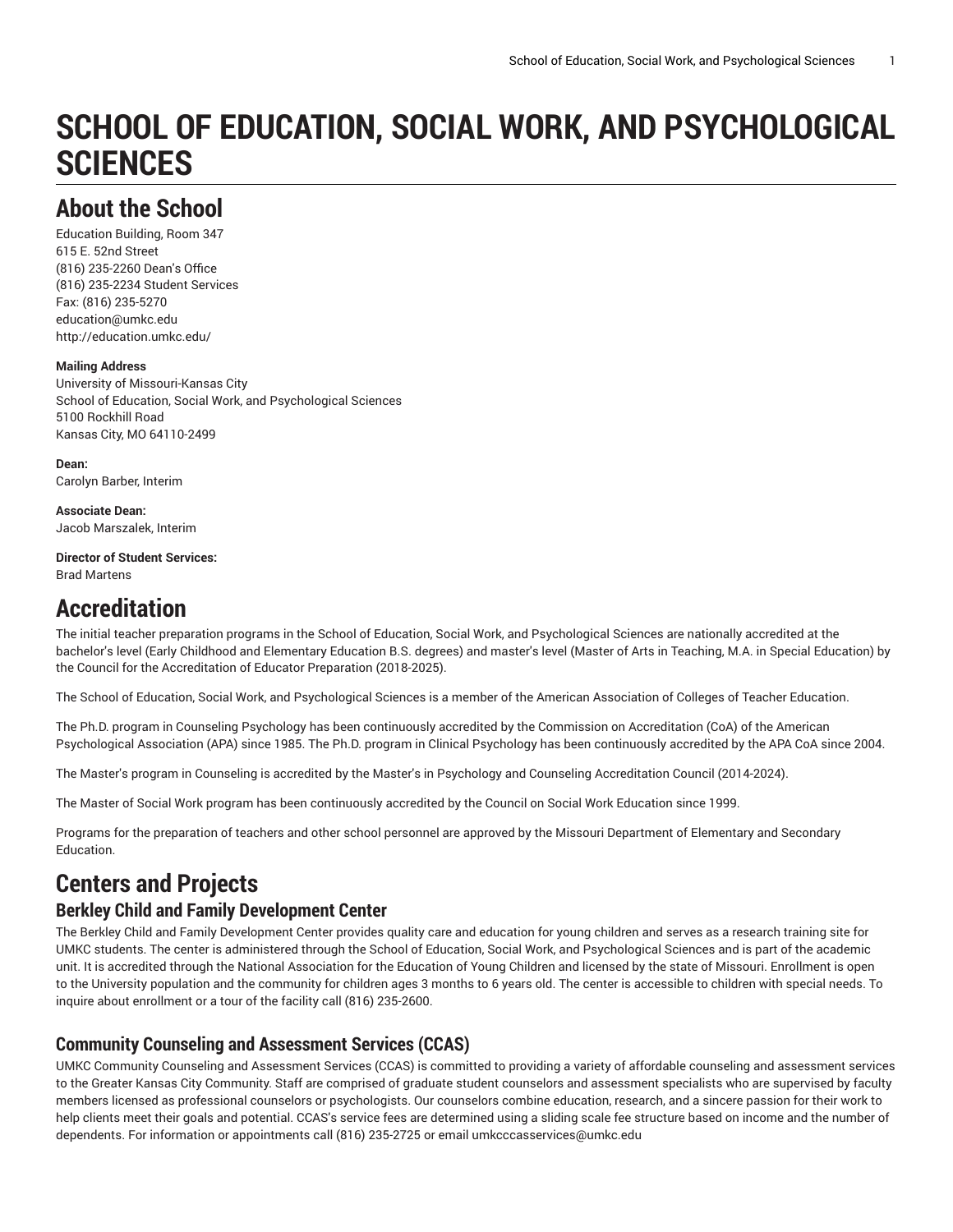# SCHOOL OF EDUCATION, SOCIAL WORK, AND PSYCHOLOGICAL SCIENCES

## About the School

Education Building, Room 347
615 E. 52nd Street
(816) 235-2260 Dean's Office
(816) 235-2234 Student Services
Fax: (816) 235-5270
education@umkc.edu
http://education.umkc.edu/

**Mailing Address**
University of Missouri-Kansas City
School of Education, Social Work, and Psychological Sciences
5100 Rockhill Road
Kansas City, MO 64110-2499

**Dean:**
Carolyn Barber, Interim

**Associate Dean:**
Jacob Marszalek, Interim

**Director of Student Services:**
Brad Martens

## Accreditation

The initial teacher preparation programs in the School of Education, Social Work, and Psychological Sciences are nationally accredited at the bachelor's level (Early Childhood and Elementary Education B.S. degrees) and master's level (Master of Arts in Teaching, M.A. in Special Education) by the Council for the Accreditation of Educator Preparation (2018-2025).

The School of Education, Social Work, and Psychological Sciences is a member of the American Association of Colleges of Teacher Education.

The Ph.D. program in Counseling Psychology has been continuously accredited by the Commission on Accreditation (CoA) of the American Psychological Association (APA) since 1985. The Ph.D. program in Clinical Psychology has been continuously accredited by the APA CoA since 2004.

The Master's program in Counseling is accredited by the Master's in Psychology and Counseling Accreditation Council (2014-2024).

The Master of Social Work program has been continuously accredited by the Council on Social Work Education since 1999.

Programs for the preparation of teachers and other school personnel are approved by the Missouri Department of Elementary and Secondary Education.

## Centers and Projects

### Berkley Child and Family Development Center

The Berkley Child and Family Development Center provides quality care and education for young children and serves as a research training site for UMKC students. The center is administered through the School of Education, Social Work, and Psychological Sciences and is part of the academic unit. It is accredited through the National Association for the Education of Young Children and licensed by the state of Missouri. Enrollment is open to the University population and the community for children ages 3 months to 6 years old. The center is accessible to children with special needs. To inquire about enrollment or a tour of the facility call (816) 235-2600.

### Community Counseling and Assessment Services (CCAS)

UMKC Community Counseling and Assessment Services (CCAS) is committed to providing a variety of affordable counseling and assessment services to the Greater Kansas City Community. Staff are comprised of graduate student counselors and assessment specialists who are supervised by faculty members licensed as professional counselors or psychologists. Our counselors combine education, research, and a sincere passion for their work to help clients meet their goals and potential. CCAS's service fees are determined using a sliding scale fee structure based on income and the number of dependents. For information or appointments call (816) 235-2725 or email umkcccasservices@umkc.edu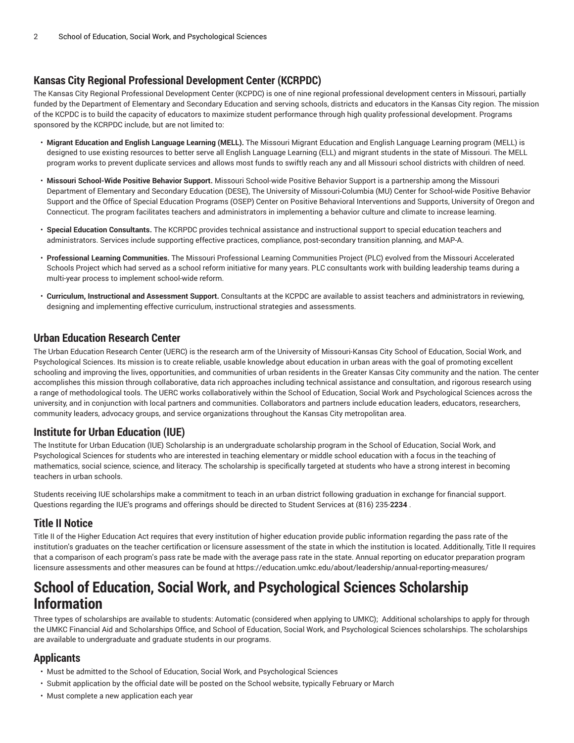## Kansas City Regional Professional Development Center (KCRPDC)

The Kansas City Regional Professional Development Center (KCPDC) is one of nine regional professional development centers in Missouri, partially funded by the Department of Elementary and Secondary Education and serving schools, districts and educators in the Kansas City region. The mission of the KCPDC is to build the capacity of educators to maximize student performance through high quality professional development. Programs sponsored by the KCRPDC include, but are not limited to:

- **Migrant Education and English Language Learning (MELL).** The Missouri Migrant Education and English Language Learning program (MELL) is designed to use existing resources to better serve all English Language Learning (ELL) and migrant students in the state of Missouri. The MELL program works to prevent duplicate services and allows most funds to swiftly reach any and all Missouri school districts with children of need.
- **Missouri School-Wide Positive Behavior Support.** Missouri School-wide Positive Behavior Support is a partnership among the Missouri Department of Elementary and Secondary Education (DESE), The University of Missouri-Columbia (MU) Center for School-wide Positive Behavior Support and the Office of Special Education Programs (OSEP) Center on Positive Behavioral Interventions and Supports, University of Oregon and Connecticut. The program facilitates teachers and administrators in implementing a behavior culture and climate to increase learning.
- **Special Education Consultants.** The KCRPDC provides technical assistance and instructional support to special education teachers and administrators. Services include supporting effective practices, compliance, post-secondary transition planning, and MAP-A.
- **Professional Learning Communities.** The Missouri Professional Learning Communities Project (PLC) evolved from the Missouri Accelerated Schools Project which had served as a school reform initiative for many years. PLC consultants work with building leadership teams during a multi-year process to implement school-wide reform.
- **Curriculum, Instructional and Assessment Support.** Consultants at the KCPDC are available to assist teachers and administrators in reviewing, designing and implementing effective curriculum, instructional strategies and assessments.

## Urban Education Research Center

The Urban Education Research Center (UERC) is the research arm of the University of Missouri-Kansas City School of Education, Social Work, and Psychological Sciences. Its mission is to create reliable, usable knowledge about education in urban areas with the goal of promoting excellent schooling and improving the lives, opportunities, and communities of urban residents in the Greater Kansas City community and the nation. The center accomplishes this mission through collaborative, data rich approaches including technical assistance and consultation, and rigorous research using a range of methodological tools. The UERC works collaboratively within the School of Education, Social Work and Psychological Sciences across the university, and in conjunction with local partners and communities. Collaborators and partners include education leaders, educators, researchers, community leaders, advocacy groups, and service organizations throughout the Kansas City metropolitan area.

## Institute for Urban Education (IUE)

The Institute for Urban Education (IUE) Scholarship is an undergraduate scholarship program in the School of Education, Social Work, and Psychological Sciences for students who are interested in teaching elementary or middle school education with a focus in the teaching of mathematics, social science, science, and literacy. The scholarship is specifically targeted at students who have a strong interest in becoming teachers in urban schools.

Students receiving IUE scholarships make a commitment to teach in an urban district following graduation in exchange for financial support. Questions regarding the IUE's programs and offerings should be directed to Student Services at (816) 235-**2234** .

## Title II Notice

Title II of the Higher Education Act requires that every institution of higher education provide public information regarding the pass rate of the institution's graduates on the teacher certification or licensure assessment of the state in which the institution is located. Additionally, Title II requires that a comparison of each program's pass rate be made with the average pass rate in the state. Annual reporting on educator preparation program licensure assessments and other measures can be found at https://education.umkc.edu/about/leadership/annual-reporting-measures/

# School of Education, Social Work, and Psychological Sciences Scholarship Information

Three types of scholarships are available to students: Automatic (considered when applying to UMKC); Additional scholarships to apply for through the UMKC Financial Aid and Scholarships Office, and School of Education, Social Work, and Psychological Sciences scholarships. The scholarships are available to undergraduate and graduate students in our programs.

## Applicants

- Must be admitted to the School of Education, Social Work, and Psychological Sciences
- Submit application by the official date will be posted on the School website, typically February or March
- Must complete a new application each year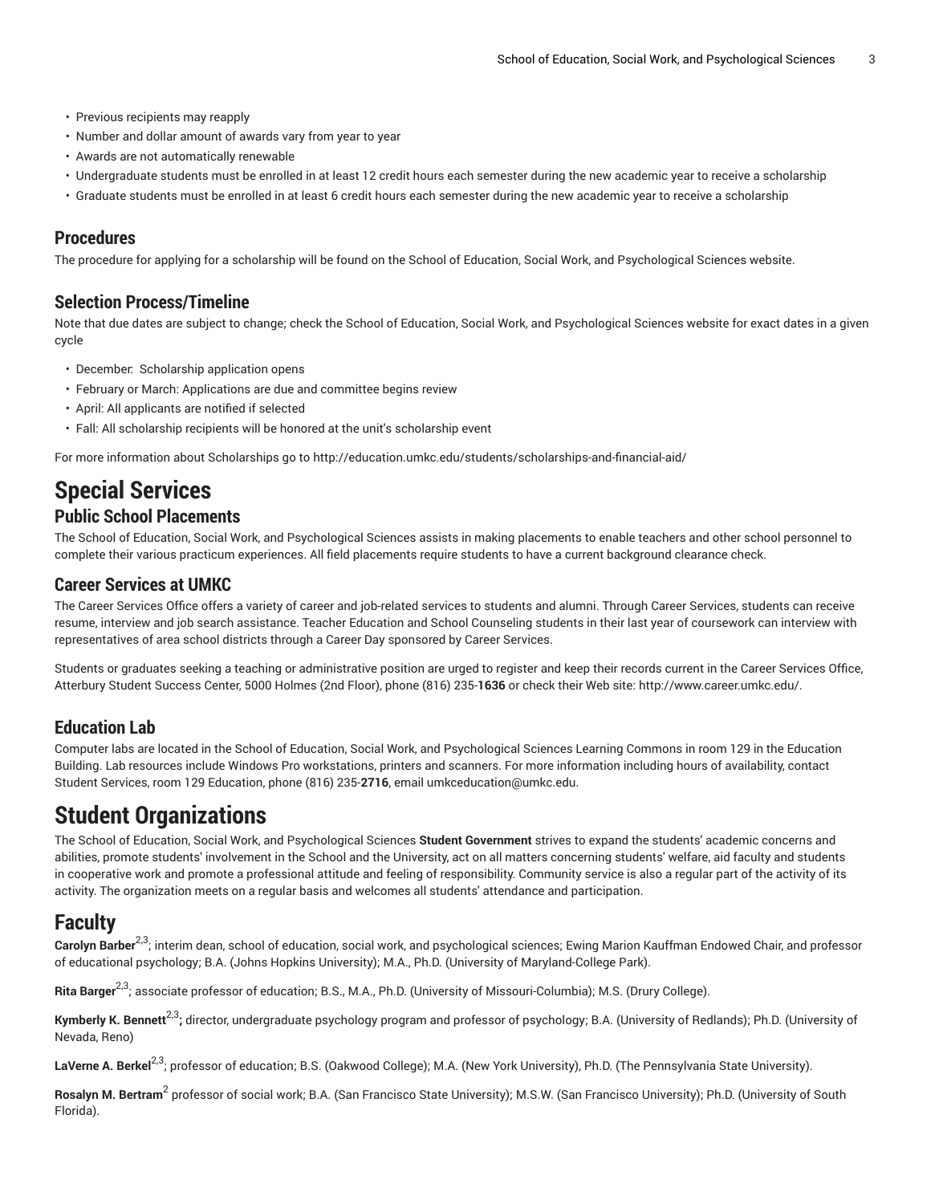- Previous recipients may reapply
- Number and dollar amount of awards vary from year to year
- Awards are not automatically renewable
- Undergraduate students must be enrolled in at least 12 credit hours each semester during the new academic year to receive a scholarship
- Graduate students must be enrolled in at least 6 credit hours each semester during the new academic year to receive a scholarship

### Procedures

The procedure for applying for a scholarship will be found on the School of Education, Social Work, and Psychological Sciences website.

### Selection Process/Timeline

Note that due dates are subject to change; check the School of Education, Social Work, and Psychological Sciences website for exact dates in a given cycle

- December: Scholarship application opens
- February or March: Applications are due and committee begins review
- April: All applicants are notified if selected
- Fall: All scholarship recipients will be honored at the unit's scholarship event

For more information about Scholarships go to http://education.umkc.edu/students/scholarships-and-financial-aid/

# Special Services

## Public School Placements

The School of Education, Social Work, and Psychological Sciences assists in making placements to enable teachers and other school personnel to complete their various practicum experiences. All field placements require students to have a current background clearance check.

## Career Services at UMKC

The Career Services Office offers a variety of career and job-related services to students and alumni. Through Career Services, students can receive resume, interview and job search assistance. Teacher Education and School Counseling students in their last year of coursework can interview with representatives of area school districts through a Career Day sponsored by Career Services.

Students or graduates seeking a teaching or administrative position are urged to register and keep their records current in the Career Services Office, Atterbury Student Success Center, 5000 Holmes (2nd Floor), phone (816) 235-**1636** or check their Web site: http://www.career.umkc.edu/.

## Education Lab

Computer labs are located in the School of Education, Social Work, and Psychological Sciences Learning Commons in room 129 in the Education Building. Lab resources include Windows Pro workstations, printers and scanners. For more information including hours of availability, contact Student Services, room 129 Education, phone (816) 235-**2716**, email umkceducation@umkc.edu.

# Student Organizations

The School of Education, Social Work, and Psychological Sciences **Student Government** strives to expand the students' academic concerns and abilities, promote students' involvement in the School and the University, act on all matters concerning students' welfare, aid faculty and students in cooperative work and promote a professional attitude and feeling of responsibility. Community service is also a regular part of the activity of its activity. The organization meets on a regular basis and welcomes all students' attendance and participation.

# Faculty

**Carolyn Barber**[2,3]; interim dean, school of education, social work, and psychological sciences; Ewing Marion Kauffman Endowed Chair, and professor of educational psychology; B.A. (Johns Hopkins University); M.A., Ph.D. (University of Maryland-College Park).

**Rita Barger**[2,3]; associate professor of education; B.S., M.A., Ph.D. (University of Missouri-Columbia); M.S. (Drury College).

**Kymberly K. Bennett**[2,3]**;** director, undergraduate psychology program and professor of psychology; B.A. (University of Redlands); Ph.D. (University of Nevada, Reno)

**LaVerne A. Berkel**[2,3]; professor of education; B.S. (Oakwood College); M.A. (New York University), Ph.D. (The Pennsylvania State University).

**Rosalyn M. Bertram**[2] professor of social work; B.A. (San Francisco State University); M.S.W. (San Francisco University); Ph.D. (University of South Florida).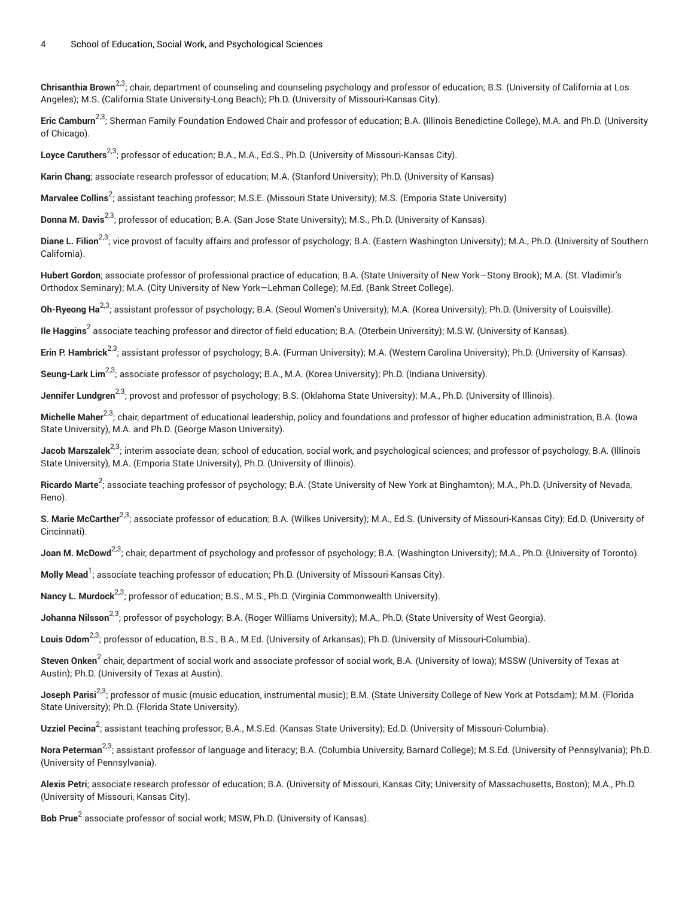**Chrisanthia Brown**[2,3]; chair, department of counseling and counseling psychology and professor of education; B.S. (University of California at Los Angeles); M.S. (California State University-Long Beach); Ph.D. (University of Missouri-Kansas City).

**Eric Camburn**[2,3]; Sherman Family Foundation Endowed Chair and professor of education; B.A. (Illinois Benedictine College), M.A. and Ph.D. (University of Chicago).

**Loyce Caruthers**[2,3]; professor of education; B.A., M.A., Ed.S., Ph.D. (University of Missouri-Kansas City).

**Karin Chang**; associate research professor of education; M.A. (Stanford University); Ph.D. (University of Kansas)

**Marvalee Collins**[2]; assistant teaching professor; M.S.E. (Missouri State University); M.S. (Emporia State University)

**Donna M. Davis**[2,3]; professor of education; B.A. (San Jose State University); M.S., Ph.D. (University of Kansas).

**Diane L. Filion**[2,3]; vice provost of faculty affairs and professor of psychology; B.A. (Eastern Washington University); M.A., Ph.D. (University of Southern California).

**Hubert Gordon**; associate professor of professional practice of education; B.A. (State University of New York—Stony Brook); M.A. (St. Vladimir's Orthodox Seminary); M.A. (City University of New York—Lehman College); M.Ed. (Bank Street College).

**Oh-Ryeong Ha**[2,3]; assistant professor of psychology; B.A. (Seoul Women's University); M.A. (Korea University); Ph.D. (University of Louisville).

**Ile Haggins**[2] associate teaching professor and director of field education; B.A. (Oterbein University); M.S.W. (University of Kansas).

**Erin P. Hambrick**[2,3]; assistant professor of psychology; B.A. (Furman University); M.A. (Western Carolina University); Ph.D. (University of Kansas).

**Seung-Lark Lim**[2,3]; associate professor of psychology; B.A., M.A. (Korea University); Ph.D. (Indiana University).

**Jennifer Lundgren**[2,3]; provost and professor of psychology; B.S. (Oklahoma State University); M.A., Ph.D. (University of Illinois).

**Michelle Maher**[2,3]; chair, department of educational leadership, policy and foundations and professor of higher education administration, B.A. (Iowa State University), M.A. and Ph.D. (George Mason University).

**Jacob Marszalek**[2,3]; interim associate dean; school of education, social work, and psychological sciences; and professor of psychology, B.A. (Illinois State University), M.A. (Emporia State University), Ph.D. (University of Illinois).

**Ricardo Marte**[2]; associate teaching professor of psychology; B.A. (State University of New York at Binghamton); M.A., Ph.D. (University of Nevada, Reno).

**S. Marie McCarther**[2,3]; associate professor of education; B.A. (Wilkes University); M.A., Ed.S. (University of Missouri-Kansas City); Ed.D. (University of Cincinnati).

**Joan M. McDowd**[2,3]; chair, department of psychology and professor of psychology; B.A. (Washington University); M.A., Ph.D. (University of Toronto).

**Molly Mead**[1]; associate teaching professor of education; Ph.D. (University of Missouri-Kansas City).

**Nancy L. Murdock**[2,3]; professor of education; B.S., M.S., Ph.D. (Virginia Commonwealth University).

**Johanna Nilsson**[2,3]; professor of psychology; B.A. (Roger Williams University); M.A., Ph.D. (State University of West Georgia).

**Louis Odom**[2,3]; professor of education, B.S., B.A., M.Ed. (University of Arkansas); Ph.D. (University of Missouri-Columbia).

**Steven Onken**[2] chair, department of social work and associate professor of social work, B.A. (University of Iowa); MSSW (University of Texas at Austin); Ph.D. (University of Texas at Austin).

**Joseph Parisi**[2,3]; professor of music (music education, instrumental music); B.M. (State University College of New York at Potsdam); M.M. (Florida State University); Ph.D. (Florida State University).

**Uzziel Pecina**[2]; assistant teaching professor; B.A., M.S.Ed. (Kansas State University); Ed.D. (University of Missouri-Columbia).

**Nora Peterman**[2,3]; assistant professor of language and literacy; B.A. (Columbia University, Barnard College); M.S.Ed. (University of Pennsylvania); Ph.D. (University of Pennsylvania).

**Alexis Petri**; associate research professor of education; B.A. (University of Missouri, Kansas City; University of Massachusetts, Boston); M.A., Ph.D. (University of Missouri, Kansas City).

**Bob Prue**[2] associate professor of social work; MSW, Ph.D. (University of Kansas).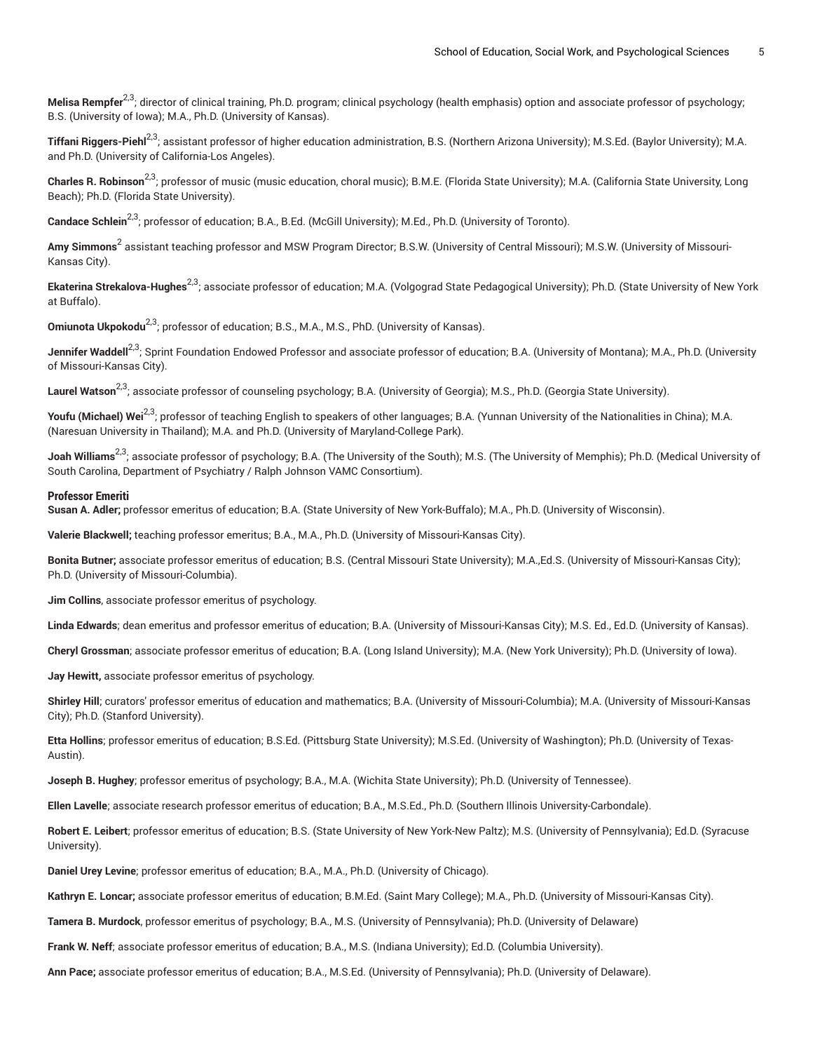**Melisa Rempfer**[2,3]; director of clinical training, Ph.D. program; clinical psychology (health emphasis) option and associate professor of psychology; B.S. (University of Iowa); M.A., Ph.D. (University of Kansas).

**Tiffani Riggers-Piehl**[2,3]; assistant professor of higher education administration, B.S. (Northern Arizona University); M.S.Ed. (Baylor University); M.A. and Ph.D. (University of California-Los Angeles).

**Charles R. Robinson**[2,3]; professor of music (music education, choral music); B.M.E. (Florida State University); M.A. (California State University, Long Beach); Ph.D. (Florida State University).

**Candace Schlein**[2,3]; professor of education; B.A., B.Ed. (McGill University); M.Ed., Ph.D. (University of Toronto).

**Amy Simmons**[2] assistant teaching professor and MSW Program Director; B.S.W. (University of Central Missouri); M.S.W. (University of Missouri-Kansas City).

**Ekaterina Strekalova-Hughes**[2,3]; associate professor of education; M.A. (Volgograd State Pedagogical University); Ph.D. (State University of New York at Buffalo).

**Omiunota Ukpokodu**[2,3]; professor of education; B.S., M.A., M.S., PhD. (University of Kansas).

**Jennifer Waddell**[2,3]; Sprint Foundation Endowed Professor and associate professor of education; B.A. (University of Montana); M.A., Ph.D. (University of Missouri-Kansas City).

**Laurel Watson**[2,3]; associate professor of counseling psychology; B.A. (University of Georgia); M.S., Ph.D. (Georgia State University).

**Youfu (Michael) Wei**[2,3]; professor of teaching English to speakers of other languages; B.A. (Yunnan University of the Nationalities in China); M.A. (Naresuan University in Thailand); M.A. and Ph.D. (University of Maryland-College Park).

**Joah Williams**[2,3]; associate professor of psychology; B.A. (The University of the South); M.S. (The University of Memphis); Ph.D. (Medical University of South Carolina, Department of Psychiatry / Ralph Johnson VAMC Consortium).

### Professor Emeriti

**Susan A. Adler;** professor emeritus of education; B.A. (State University of New York-Buffalo); M.A., Ph.D. (University of Wisconsin).

**Valerie Blackwell;** teaching professor emeritus; B.A., M.A., Ph.D. (University of Missouri-Kansas City).

**Bonita Butner;** associate professor emeritus of education; B.S. (Central Missouri State University); M.A.,Ed.S. (University of Missouri-Kansas City); Ph.D. (University of Missouri-Columbia).

**Jim Collins**, associate professor emeritus of psychology.

**Linda Edwards**; dean emeritus and professor emeritus of education; B.A. (University of Missouri-Kansas City); M.S. Ed., Ed.D. (University of Kansas).

**Cheryl Grossman**; associate professor emeritus of education; B.A. (Long Island University); M.A. (New York University); Ph.D. (University of Iowa).

**Jay Hewitt,** associate professor emeritus of psychology.

**Shirley Hill**; curators' professor emeritus of education and mathematics; B.A. (University of Missouri-Columbia); M.A. (University of Missouri-Kansas City); Ph.D. (Stanford University).

**Etta Hollins**; professor emeritus of education; B.S.Ed. (Pittsburg State University); M.S.Ed. (University of Washington); Ph.D. (University of Texas-Austin).

**Joseph B. Hughey**; professor emeritus of psychology; B.A., M.A. (Wichita State University); Ph.D. (University of Tennessee).

**Ellen Lavelle**; associate research professor emeritus of education; B.A., M.S.Ed., Ph.D. (Southern Illinois University-Carbondale).

**Robert E. Leibert**; professor emeritus of education; B.S. (State University of New York-New Paltz); M.S. (University of Pennsylvania); Ed.D. (Syracuse University).

**Daniel Urey Levine**; professor emeritus of education; B.A., M.A., Ph.D. (University of Chicago).

**Kathryn E. Loncar;** associate professor emeritus of education; B.M.Ed. (Saint Mary College); M.A., Ph.D. (University of Missouri-Kansas City).

**Tamera B. Murdock**, professor emeritus of psychology; B.A., M.S. (University of Pennsylvania); Ph.D. (University of Delaware)

**Frank W. Neff**; associate professor emeritus of education; B.A., M.S. (Indiana University); Ed.D. (Columbia University).

**Ann Pace;** associate professor emeritus of education; B.A., M.S.Ed. (University of Pennsylvania); Ph.D. (University of Delaware).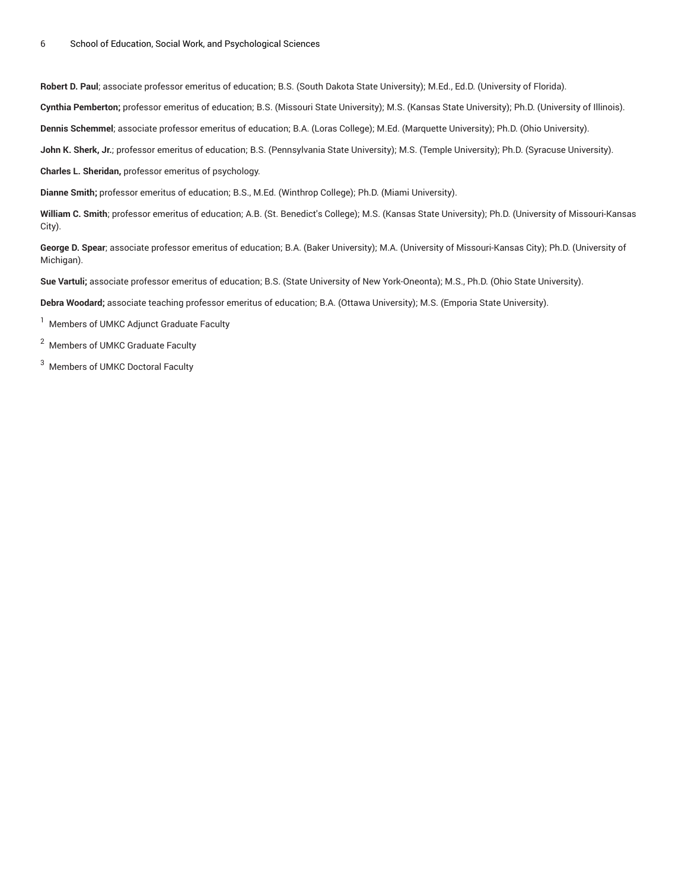**Robert D. Paul**; associate professor emeritus of education; B.S. (South Dakota State University); M.Ed., Ed.D. (University of Florida).

**Cynthia Pemberton;** professor emeritus of education; B.S. (Missouri State University); M.S. (Kansas State University); Ph.D. (University of Illinois).

**Dennis Schemmel**; associate professor emeritus of education; B.A. (Loras College); M.Ed. (Marquette University); Ph.D. (Ohio University).

**John K. Sherk, Jr.**; professor emeritus of education; B.S. (Pennsylvania State University); M.S. (Temple University); Ph.D. (Syracuse University).

**Charles L. Sheridan,** professor emeritus of psychology.

**Dianne Smith;** professor emeritus of education; B.S., M.Ed. (Winthrop College); Ph.D. (Miami University).

**William C. Smith**; professor emeritus of education; A.B. (St. Benedict's College); M.S. (Kansas State University); Ph.D. (University of Missouri-Kansas City).

**George D. Spear**; associate professor emeritus of education; B.A. (Baker University); M.A. (University of Missouri-Kansas City); Ph.D. (University of Michigan).

**Sue Vartuli;** associate professor emeritus of education; B.S. (State University of New York-Oneonta); M.S., Ph.D. (Ohio State University).

**Debra Woodard;** associate teaching professor emeritus of education; B.A. (Ottawa University); M.S. (Emporia State University).

[1] Members of UMKC Adjunct Graduate Faculty

[2] Members of UMKC Graduate Faculty

[3] Members of UMKC Doctoral Faculty